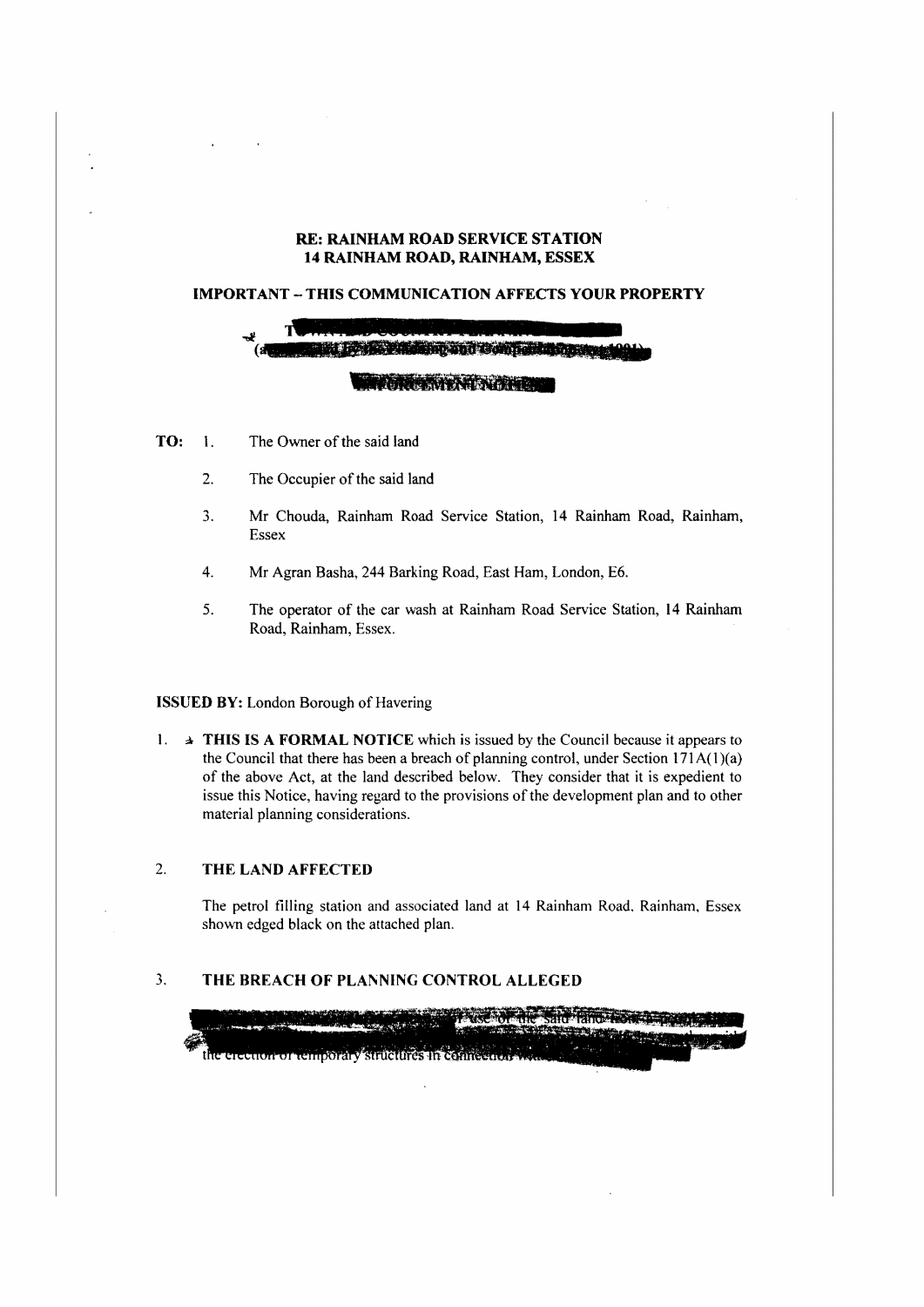**RE: RAINHAM ROAD SERVICE STATION**
**14 RAINHAM ROAD, RAINHAM, ESSEX**

**IMPORTANT – THIS COMMUNICATION AFFECTS YOUR PROPERTY**

**TO:**

1. The Owner of the said land
2. The Occupier of the said land
3. Mr Chouda, Rainham Road Service Station, 14 Rainham Road, Rainham, Essex
4. Mr Agran Basha, 244 Barking Road, East Ham, London, E6.
5. The operator of the car wash at Rainham Road Service Station, 14 Rainham Road, Rainham, Essex.

**ISSUED BY:** London Borough of Havering

1. **THIS IS A FORMAL NOTICE** which is issued by the Council because it appears to the Council that there has been a breach of planning control, under Section 171A(1)(a) of the above Act, at the land described below. They consider that it is expedient to issue this Notice, having regard to the provisions of the development plan and to other material planning considerations.

2. **THE LAND AFFECTED**

   The petrol filling station and associated land at 14 Rainham Road, Rainham, Essex shown edged black on the attached plan.

3. **THE BREACH OF PLANNING CONTROL ALLEGED**

   ... use of the said land ... the erection of temporary structures in connection ...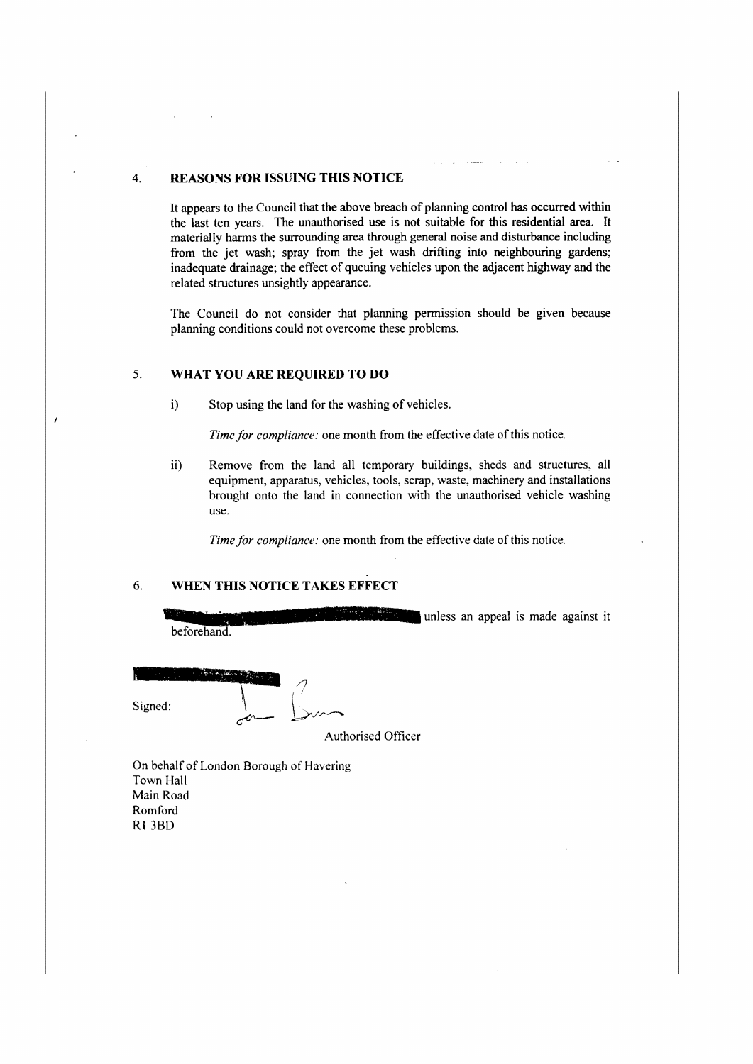## 4. REASONS FOR ISSUING THIS NOTICE

It appears to the Council that the above breach of planning control has occurred within the last ten years. The unauthorised use is not suitable for this residential area. It materially harms the surrounding area through general noise and disturbance including from the jet wash; spray from the jet wash drifting into neighbouring gardens; inadequate drainage; the effect of queuing vehicles upon the adjacent highway and the related structures unsightly appearance.

The Council do not consider that planning permission should be given because planning conditions could not overcome these problems.

## 5. WHAT YOU ARE REQUIRED TO DO

i) Stop using the land for the washing of vehicles.

*Time for compliance:* one month from the effective date of this notice.

ii) Remove from the land all temporary buildings, sheds and structures, all equipment, apparatus, vehicles, tools, scrap, waste, machinery and installations brought onto the land in connection with the unauthorised vehicle washing use.

*Time for compliance:* one month from the effective date of this notice.

## 6. WHEN THIS NOTICE TAKES EFFECT

[redacted] unless an appeal is made against it beforehand.

[redacted]

Signed:

Authorised Officer

On behalf of London Borough of Havering
Town Hall
Main Road
Romford
R1 3BD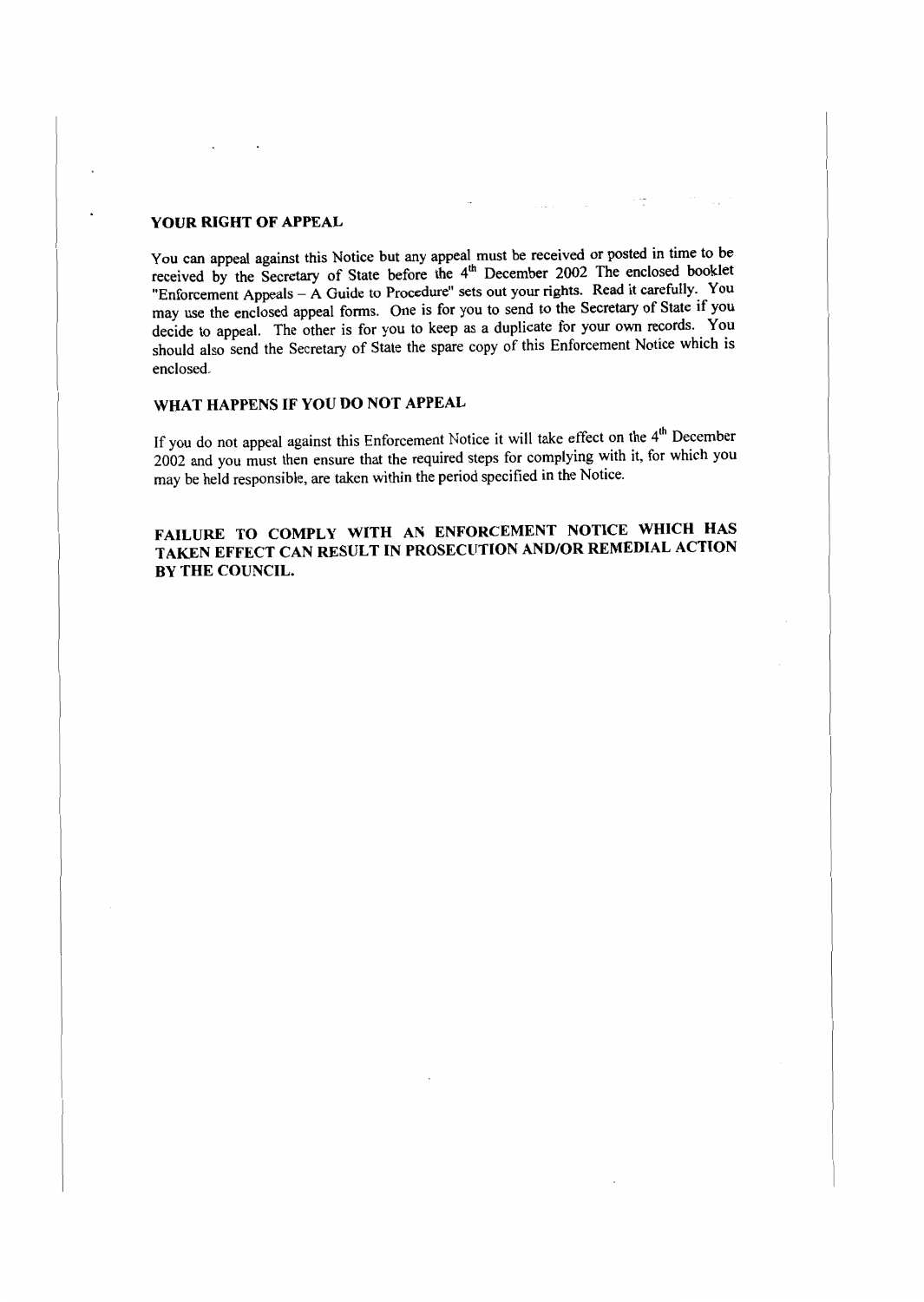## YOUR RIGHT OF APPEAL

You can appeal against this Notice but any appeal must be received or posted in time to be received by the Secretary of State before the 4th December 2002 The enclosed booklet "Enforcement Appeals – A Guide to Procedure" sets out your rights. Read it carefully. You may use the enclosed appeal forms. One is for you to send to the Secretary of State if you decide to appeal. The other is for you to keep as a duplicate for your own records. You should also send the Secretary of State the spare copy of this Enforcement Notice which is enclosed.

## WHAT HAPPENS IF YOU DO NOT APPEAL

If you do not appeal against this Enforcement Notice it will take effect on the 4th December 2002 and you must then ensure that the required steps for complying with it, for which you may be held responsible, are taken within the period specified in the Notice.

**FAILURE TO COMPLY WITH AN ENFORCEMENT NOTICE WHICH HAS TAKEN EFFECT CAN RESULT IN PROSECUTION AND/OR REMEDIAL ACTION BY THE COUNCIL.**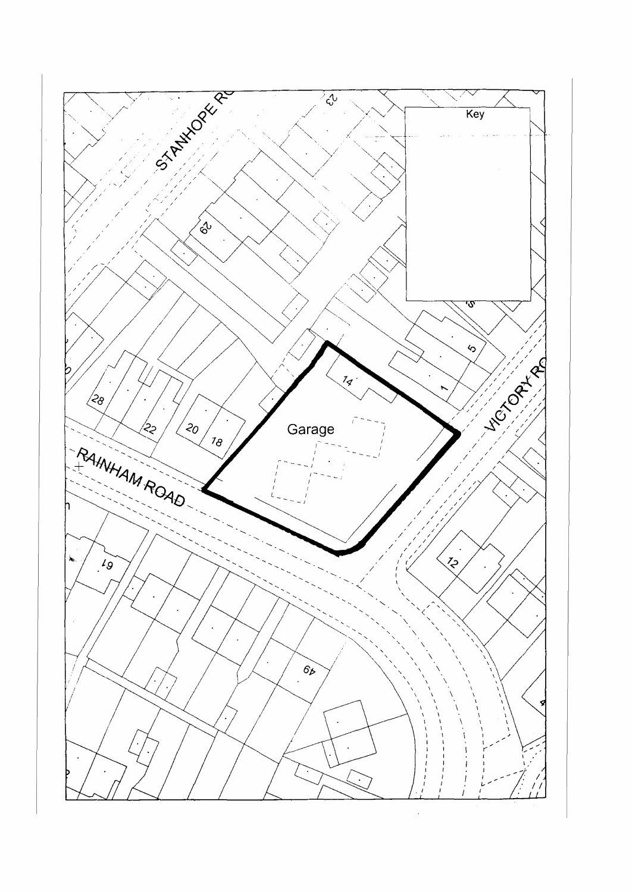Key

STANHOPE RO

VICTORY RO

RAINHAM ROAD

Garage

14

1

5

28

22

20

18

12

61

49

29